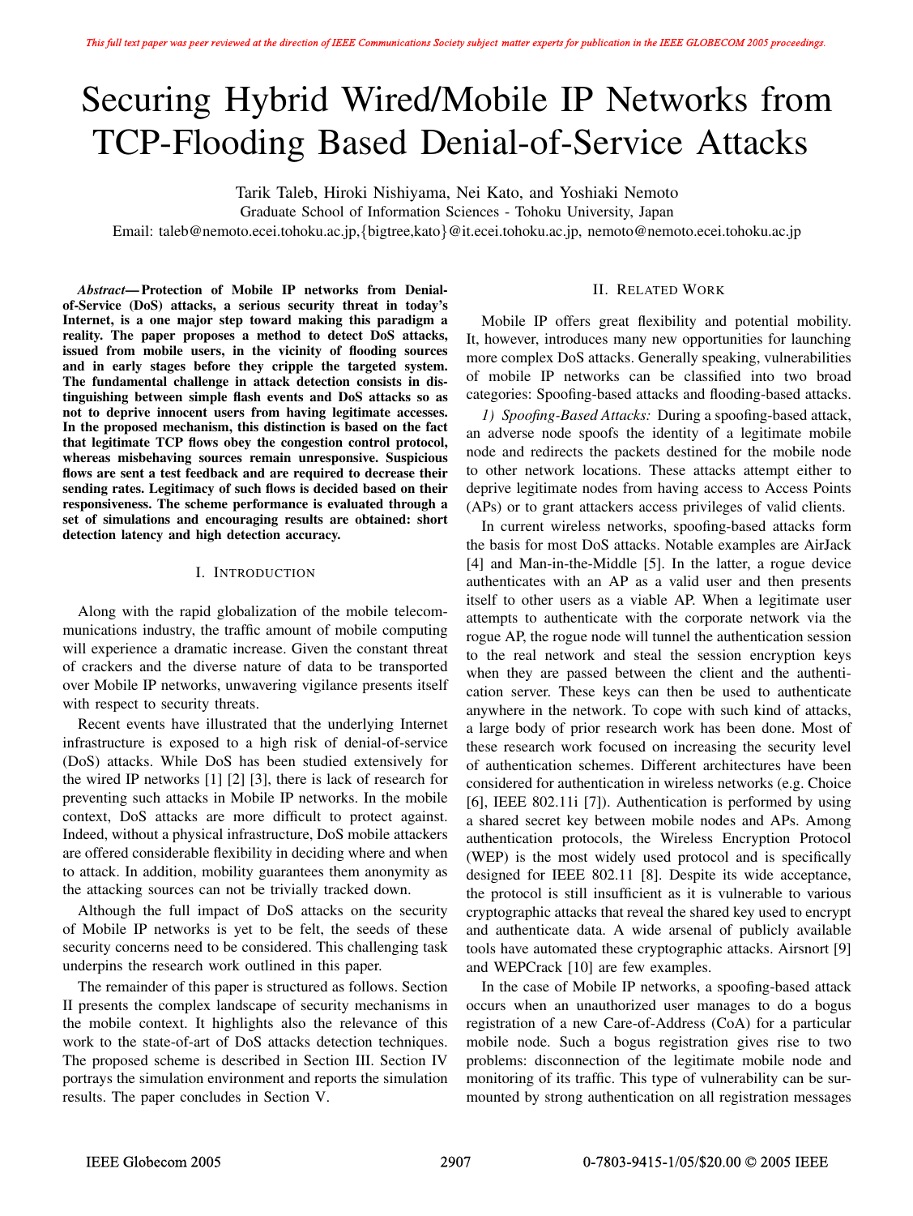# Securing Hybrid Wired/Mobile IP Networks from TCP-Flooding Based Denial-of-Service Attacks

Tarik Taleb, Hiroki Nishiyama, Nei Kato, and Yoshiaki Nemoto

Graduate School of Information Sciences - Tohoku University, Japan

Email: taleb@nemoto.ecei.tohoku.ac.jp, {bigtree,kato}@it.ecei.tohoku.ac.jp, nemoto@nemoto.ecei.tohoku.ac.jp

***Abstract*— Protection of Mobile IP networks from Denial-of-Service (DoS) attacks, a serious security threat in today's Internet, is a one major step toward making this paradigm a reality. The paper proposes a method to detect DoS attacks, issued from mobile users, in the vicinity of flooding sources and in early stages before they cripple the targeted system. The fundamental challenge in attack detection consists in distinguishing between simple flash events and DoS attacks so as not to deprive innocent users from having legitimate accesses. In the proposed mechanism, this distinction is based on the fact that legitimate TCP flows obey the congestion control protocol, whereas misbehaving sources remain unresponsive. Suspicious flows are sent a test feedback and are required to decrease their sending rates. Legitimacy of such flows is decided based on their responsiveness. The scheme performance is evaluated through a set of simulations and encouraging results are obtained: short detection latency and high detection accuracy.**

## I. Introduction

Along with the rapid globalization of the mobile telecommunications industry, the traffic amount of mobile computing will experience a dramatic increase. Given the constant threat of crackers and the diverse nature of data to be transported over Mobile IP networks, unwavering vigilance presents itself with respect to security threats.

Recent events have illustrated that the underlying Internet infrastructure is exposed to a high risk of denial-of-service (DoS) attacks. While DoS has been studied extensively for the wired IP networks [1] [2] [3], there is lack of research for preventing such attacks in Mobile IP networks. In the mobile context, DoS attacks are more difficult to protect against. Indeed, without a physical infrastructure, DoS mobile attackers are offered considerable flexibility in deciding where and when to attack. In addition, mobility guarantees them anonymity as the attacking sources can not be trivially tracked down.

Although the full impact of DoS attacks on the security of Mobile IP networks is yet to be felt, the seeds of these security concerns need to be considered. This challenging task underpins the research work outlined in this paper.

The remainder of this paper is structured as follows. Section II presents the complex landscape of security mechanisms in the mobile context. It highlights also the relevance of this work to the state-of-art of DoS attacks detection techniques. The proposed scheme is described in Section III. Section IV portrays the simulation environment and reports the simulation results. The paper concludes in Section V.

## II. Related Work

Mobile IP offers great flexibility and potential mobility. It, however, introduces many new opportunities for launching more complex DoS attacks. Generally speaking, vulnerabilities of mobile IP networks can be classified into two broad categories: Spoofing-based attacks and flooding-based attacks.

*1) Spoofing-Based Attacks:* During a spoofing-based attack, an adverse node spoofs the identity of a legitimate mobile node and redirects the packets destined for the mobile node to other network locations. These attacks attempt either to deprive legitimate nodes from having access to Access Points (APs) or to grant attackers access privileges of valid clients.

In current wireless networks, spoofing-based attacks form the basis for most DoS attacks. Notable examples are AirJack [4] and Man-in-the-Middle [5]. In the latter, a rogue device authenticates with an AP as a valid user and then presents itself to other users as a viable AP. When a legitimate user attempts to authenticate with the corporate network via the rogue AP, the rogue node will tunnel the authentication session to the real network and steal the session encryption keys when they are passed between the client and the authentication server. These keys can then be used to authenticate anywhere in the network. To cope with such kind of attacks, a large body of prior research work has been done. Most of these research work focused on increasing the security level of authentication schemes. Different architectures have been considered for authentication in wireless networks (e.g. Choice [6], IEEE 802.11i [7]). Authentication is performed by using a shared secret key between mobile nodes and APs. Among authentication protocols, the Wireless Encryption Protocol (WEP) is the most widely used protocol and is specifically designed for IEEE 802.11 [8]. Despite its wide acceptance, the protocol is still insufficient as it is vulnerable to various cryptographic attacks that reveal the shared key used to encrypt and authenticate data. A wide arsenal of publicly available tools have automated these cryptographic attacks. Airsnort [9] and WEPCrack [10] are few examples.

In the case of Mobile IP networks, a spoofing-based attack occurs when an unauthorized user manages to do a bogus registration of a new Care-of-Address (CoA) for a particular mobile node. Such a bogus registration gives rise to two problems: disconnection of the legitimate mobile node and monitoring of its traffic. This type of vulnerability can be surmounted by strong authentication on all registration messages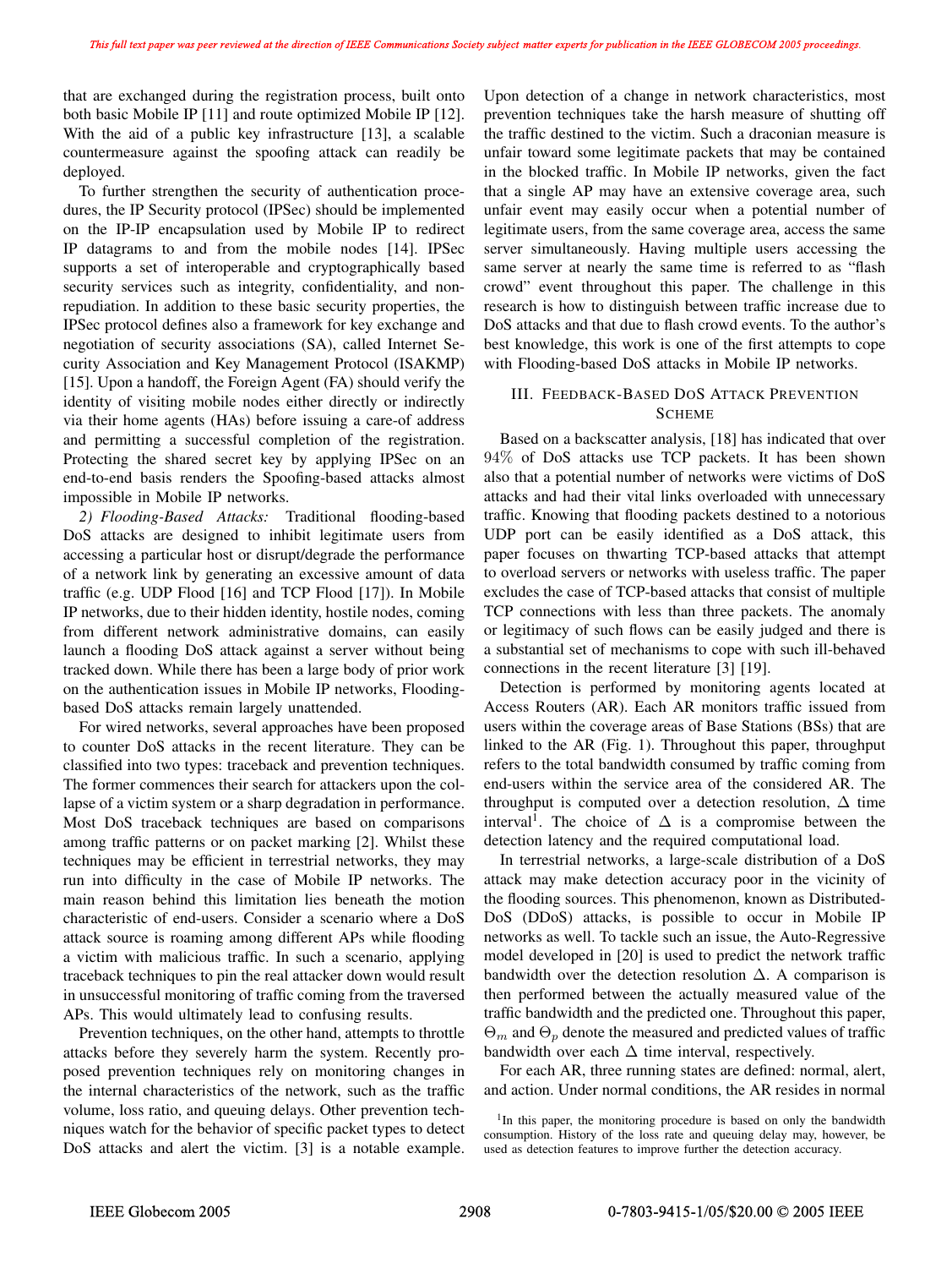that are exchanged during the registration process, built onto both basic Mobile IP [11] and route optimized Mobile IP [12]. With the aid of a public key infrastructure [13], a scalable countermeasure against the spoofing attack can readily be deployed.

To further strengthen the security of authentication procedures, the IP Security protocol (IPSec) should be implemented on the IP-IP encapsulation used by Mobile IP to redirect IP datagrams to and from the mobile nodes [14]. IPSec supports a set of interoperable and cryptographically based security services such as integrity, confidentiality, and non-repudiation. In addition to these basic security properties, the IPSec protocol defines also a framework for key exchange and negotiation of security associations (SA), called Internet Security Association and Key Management Protocol (ISAKMP) [15]. Upon a handoff, the Foreign Agent (FA) should verify the identity of visiting mobile nodes either directly or indirectly via their home agents (HAs) before issuing a care-of address and permitting a successful completion of the registration. Protecting the shared secret key by applying IPSec on an end-to-end basis renders the Spoofing-based attacks almost impossible in Mobile IP networks.

*2) Flooding-Based Attacks:* Traditional flooding-based DoS attacks are designed to inhibit legitimate users from accessing a particular host or disrupt/degrade the performance of a network link by generating an excessive amount of data traffic (e.g. UDP Flood [16] and TCP Flood [17]). In Mobile IP networks, due to their hidden identity, hostile nodes, coming from different network administrative domains, can easily launch a flooding DoS attack against a server without being tracked down. While there has been a large body of prior work on the authentication issues in Mobile IP networks, Flooding-based DoS attacks remain largely unattended.

For wired networks, several approaches have been proposed to counter DoS attacks in the recent literature. They can be classified into two types: traceback and prevention techniques. The former commences their search for attackers upon the collapse of a victim system or a sharp degradation in performance. Most DoS traceback techniques are based on comparisons among traffic patterns or on packet marking [2]. Whilst these techniques may be efficient in terrestrial networks, they may run into difficulty in the case of Mobile IP networks. The main reason behind this limitation lies beneath the motion characteristic of end-users. Consider a scenario where a DoS attack source is roaming among different APs while flooding a victim with malicious traffic. In such a scenario, applying traceback techniques to pin the real attacker down would result in unsuccessful monitoring of traffic coming from the traversed APs. This would ultimately lead to confusing results.

Prevention techniques, on the other hand, attempts to throttle attacks before they severely harm the system. Recently proposed prevention techniques rely on monitoring changes in the internal characteristics of the network, such as the traffic volume, loss ratio, and queuing delays. Other prevention techniques watch for the behavior of specific packet types to detect DoS attacks and alert the victim. [3] is a notable example. Upon detection of a change in network characteristics, most prevention techniques take the harsh measure of shutting off the traffic destined to the victim. Such a draconian measure is unfair toward some legitimate packets that may be contained in the blocked traffic. In Mobile IP networks, given the fact that a single AP may have an extensive coverage area, such unfair event may easily occur when a potential number of legitimate users, from the same coverage area, access the same server simultaneously. Having multiple users accessing the same server at nearly the same time is referred to as "flash crowd" event throughout this paper. The challenge in this research is how to distinguish between traffic increase due to DoS attacks and that due to flash crowd events. To the author's best knowledge, this work is one of the first attempts to cope with Flooding-based DoS attacks in Mobile IP networks.

## III. Feedback-Based DoS Attack Prevention Scheme

Based on a backscatter analysis, [18] has indicated that over 94% of DoS attacks use TCP packets. It has been shown also that a potential number of networks were victims of DoS attacks and had their vital links overloaded with unnecessary traffic. Knowing that flooding packets destined to a notorious UDP port can be easily identified as a DoS attack, this paper focuses on thwarting TCP-based attacks that attempt to overload servers or networks with useless traffic. The paper excludes the case of TCP-based attacks that consist of multiple TCP connections with less than three packets. The anomaly or legitimacy of such flows can be easily judged and there is a substantial set of mechanisms to cope with such ill-behaved connections in the recent literature [3] [19].

Detection is performed by monitoring agents located at Access Routers (AR). Each AR monitors traffic issued from users within the coverage areas of Base Stations (BSs) that are linked to the AR (Fig. 1). Throughout this paper, throughput refers to the total bandwidth consumed by traffic coming from end-users within the service area of the considered AR. The throughput is computed over a detection resolution, $\Delta$ time interval[1]. The choice of $\Delta$ is a compromise between the detection latency and the required computational load.

In terrestrial networks, a large-scale distribution of a DoS attack may make detection accuracy poor in the vicinity of the flooding sources. This phenomenon, known as Distributed-DoS (DDoS) attacks, is possible to occur in Mobile IP networks as well. To tackle such an issue, the Auto-Regressive model developed in [20] is used to predict the network traffic bandwidth over the detection resolution $\Delta$. A comparison is then performed between the actually measured value of the traffic bandwidth and the predicted one. Throughout this paper, $\Theta_m$ and $\Theta_p$ denote the measured and predicted values of traffic bandwidth over each $\Delta$ time interval, respectively.

For each AR, three running states are defined: normal, alert, and action. Under normal conditions, the AR resides in normal

[1] In this paper, the monitoring procedure is based on only the bandwidth consumption. History of the loss rate and queuing delay may, however, be used as detection features to improve further the detection accuracy.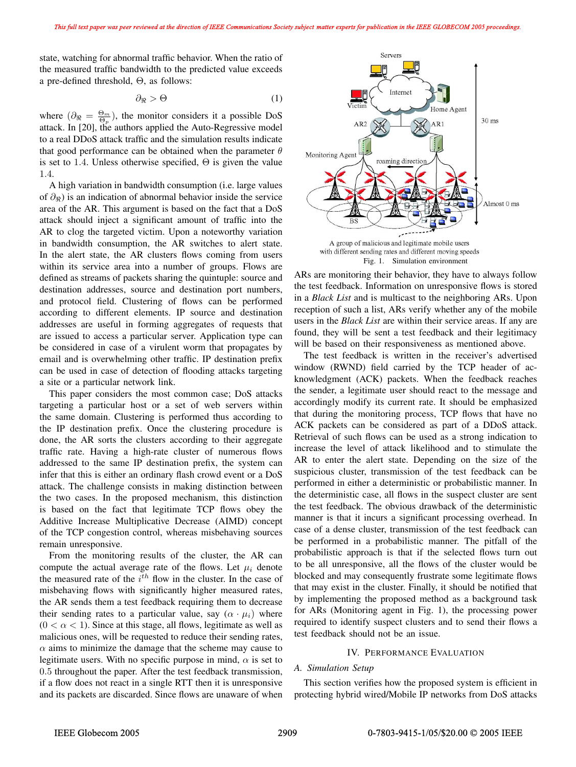state, watching for abnormal traffic behavior. When the ratio of the measured traffic bandwidth to the predicted value exceeds a pre-defined threshold, $\Theta$, as follows:

$$\partial_{\Re} > \Theta \tag{1}$$

where ($\partial_{\Re} = \frac{\Theta_m}{\Theta_p}$), the monitor considers it a possible DoS attack. In [20], the authors applied the Auto-Regressive model to a real DDoS attack traffic and the simulation results indicate that good performance can be obtained when the parameter $\theta$ is set to 1.4. Unless otherwise specified, $\Theta$ is given the value 1.4.

A high variation in bandwidth consumption (i.e. large values of $\partial_{\Re}$) is an indication of abnormal behavior inside the service area of the AR. This argument is based on the fact that a DoS attack should inject a significant amount of traffic into the AR to clog the targeted victim. Upon a noteworthy variation in bandwidth consumption, the AR switches to alert state. In the alert state, the AR clusters flows coming from users within its service area into a number of groups. Flows are defined as streams of packets sharing the quintuple: source and destination addresses, source and destination port numbers, and protocol field. Clustering of flows can be performed according to different elements. IP source and destination addresses are useful in forming aggregates of requests that are issued to access a particular server. Application type can be considered in case of a virulent worm that propagates by email and is overwhelming other traffic. IP destination prefix can be used in case of detection of flooding attacks targeting a site or a particular network link.

This paper considers the most common case; DoS attacks targeting a particular host or a set of web servers within the same domain. Clustering is performed thus according to the IP destination prefix. Once the clustering procedure is done, the AR sorts the clusters according to their aggregate traffic rate. Having a high-rate cluster of numerous flows addressed to the same IP destination prefix, the system can infer that this is either an ordinary flash crowd event or a DoS attack. The challenge consists in making distinction between the two cases. In the proposed mechanism, this distinction is based on the fact that legitimate TCP flows obey the Additive Increase Multiplicative Decrease (AIMD) concept of the TCP congestion control, whereas misbehaving sources remain unresponsive.

From the monitoring results of the cluster, the AR can compute the actual average rate of the flows. Let $\mu_i$ denote the measured rate of the $i^{th}$ flow in the cluster. In the case of misbehaving flows with significantly higher measured rates, the AR sends them a test feedback requiring them to decrease their sending rates to a particular value, say $(\alpha \cdot \mu_i)$ where $(0 < \alpha < 1)$. Since at this stage, all flows, legitimate as well as malicious ones, will be requested to reduce their sending rates, $\alpha$ aims to minimize the damage that the scheme may cause to legitimate users. With no specific purpose in mind, $\alpha$ is set to 0.5 throughout the paper. After the test feedback transmission, if a flow does not react in a single RTT then it is unresponsive and its packets are discarded. Since flows are unaware of when ARs are monitoring their behavior, they have to always follow the test feedback. Information on unresponsive flows is stored in a *Black List* and is multicast to the neighboring ARs. Upon reception of such a list, ARs verify whether any of the mobile users in the *Black List* are within their service areas. If any are found, they will be sent a test feedback and their legitimacy will be based on their responsiveness as mentioned above.

Fig. 1. Simulation environment

The test feedback is written in the receiver's advertised window (RWND) field carried by the TCP header of acknowledgment (ACK) packets. When the feedback reaches the sender, a legitimate user should react to the message and accordingly modify its current rate. It should be emphasized that during the monitoring process, TCP flows that have no ACK packets can be considered as part of a DDoS attack. Retrieval of such flows can be used as a strong indication to increase the level of attack likelihood and to stimulate the AR to enter the alert state. Depending on the size of the suspicious cluster, transmission of the test feedback can be performed in either a deterministic or probabilistic manner. In the deterministic case, all flows in the suspect cluster are sent the test feedback. The obvious drawback of the deterministic manner is that it incurs a significant processing overhead. In case of a dense cluster, transmission of the test feedback can be performed in a probabilistic manner. The pitfall of the probabilistic approach is that if the selected flows turn out to be all unresponsive, all the flows of the cluster would be blocked and may consequently frustrate some legitimate flows that may exist in the cluster. Finally, it should be notified that by implementing the proposed method as a background task for ARs (Monitoring agent in Fig. 1), the processing power required to identify suspect clusters and to send their flows a test feedback should not be an issue.

## IV. Performance Evaluation

### A. Simulation Setup

This section verifies how the proposed system is efficient in protecting hybrid wired/Mobile IP networks from DoS attacks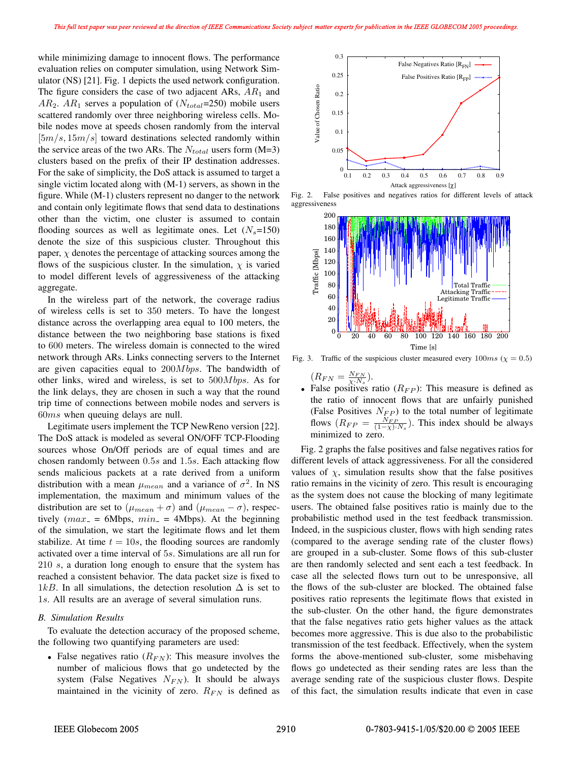while minimizing damage to innocent flows. The performance evaluation relies on computer simulation, using Network Simulator (NS) [21]. Fig. 1 depicts the used network configuration. The figure considers the case of two adjacent ARs, $AR_1$ and $AR_2$. $AR_1$ serves a population of ($N_{total}$=250) mobile users scattered randomly over three neighboring wireless cells. Mobile nodes move at speeds chosen randomly from the interval $[5m/s, 15m/s]$ toward destinations selected randomly within the service areas of the two ARs. The $N_{total}$ users form (M=3) clusters based on the prefix of their IP destination addresses. For the sake of simplicity, the DoS attack is assumed to target a single victim located along with (M-1) servers, as shown in the figure. While (M-1) clusters represent no danger to the network and contain only legitimate flows that send data to destinations other than the victim, one cluster is assumed to contain flooding sources as well as legitimate ones. Let ($N_s$=150) denote the size of this suspicious cluster. Throughout this paper, $\chi$ denotes the percentage of attacking sources among the flows of the suspicious cluster. In the simulation, $\chi$ is varied to model different levels of aggressiveness of the attacking aggregate.

In the wireless part of the network, the coverage radius of wireless cells is set to 350 meters. To have the longest distance across the overlapping area equal to 100 meters, the distance between the two neighboring base stations is fixed to 600 meters. The wireless domain is connected to the wired network through ARs. Links connecting servers to the Internet are given capacities equal to $200Mbps$. The bandwidth of other links, wired and wireless, is set to $500Mbps$. As for the link delays, they are chosen in such a way that the round trip time of connections between mobile nodes and servers is $60ms$ when queuing delays are null.

Legitimate users implement the TCP NewReno version [22]. The DoS attack is modeled as several ON/OFF TCP-Flooding sources whose On/Off periods are of equal times and are chosen randomly between $0.5s$ and $1.5s$. Each attacking flow sends malicious packets at a rate derived from a uniform distribution with a mean $\mu_{mean}$ and a variance of $\sigma^2$. In NS implementation, the maximum and minimum values of the distribution are set to $(\mu_{mean} + \sigma)$ and $(\mu_{mean} - \sigma)$, respectively ($max\_$ = 6Mbps, $min\_$ = 4Mbps). At the beginning of the simulation, we start the legitimate flows and let them stabilize. At time $t = 10s$, the flooding sources are randomly activated over a time interval of $5s$. Simulations are all run for $210$ $s$, a duration long enough to ensure that the system has reached a consistent behavior. The data packet size is fixed to $1kB$. In all simulations, the detection resolution $\Delta$ is set to $1s$. All results are an average of several simulation runs.

### B. Simulation Results

To evaluate the detection accuracy of the proposed scheme, the following two quantifying parameters are used:

- False negatives ratio ($R_{FN}$): This measure involves the number of malicious flows that go undetected by the system (False Negatives $N_{FN}$). It should be always maintained in the vicinity of zero. $R_{FN}$ is defined as ($R_{FN} = \frac{N_{FN}}{\chi \cdot N_s}$).
- False positives ratio ($R_{FP}$): This measure is defined as the ratio of innocent flows that are unfairly punished (False Positives $N_{FP}$) to the total number of legitimate flows ($R_{FP} = \frac{N_{FP}}{(1-\chi) \cdot N_s}$). This index should be always minimized to zero.

Fig. 2. False positives and negatives ratios for different levels of attack aggressiveness

Fig. 3. Traffic of the suspicious cluster measured every $100ms$ ($\chi = 0.5$)

Fig. 2 graphs the false positives and false negatives ratios for different levels of attack aggressiveness. For all the considered values of $\chi$, simulation results show that the false positives ratio remains in the vicinity of zero. This result is encouraging as the system does not cause the blocking of many legitimate users. The obtained false positives ratio is mainly due to the probabilistic method used in the test feedback transmission. Indeed, in the suspicious cluster, flows with high sending rates (compared to the average sending rate of the cluster flows) are grouped in a sub-cluster. Some flows of this sub-cluster are then randomly selected and sent each a test feedback. In case all the selected flows turn out to be unresponsive, all the flows of the sub-cluster are blocked. The obtained false positives ratio represents the legitimate flows that existed in the sub-cluster. On the other hand, the figure demonstrates that the false negatives ratio gets higher values as the attack becomes more aggressive. This is due also to the probabilistic transmission of the test feedback. Effectively, when the system forms the above-mentioned sub-cluster, some misbehaving flows go undetected as their sending rates are less than the average sending rate of the suspicious cluster flows. Despite of this fact, the simulation results indicate that even in case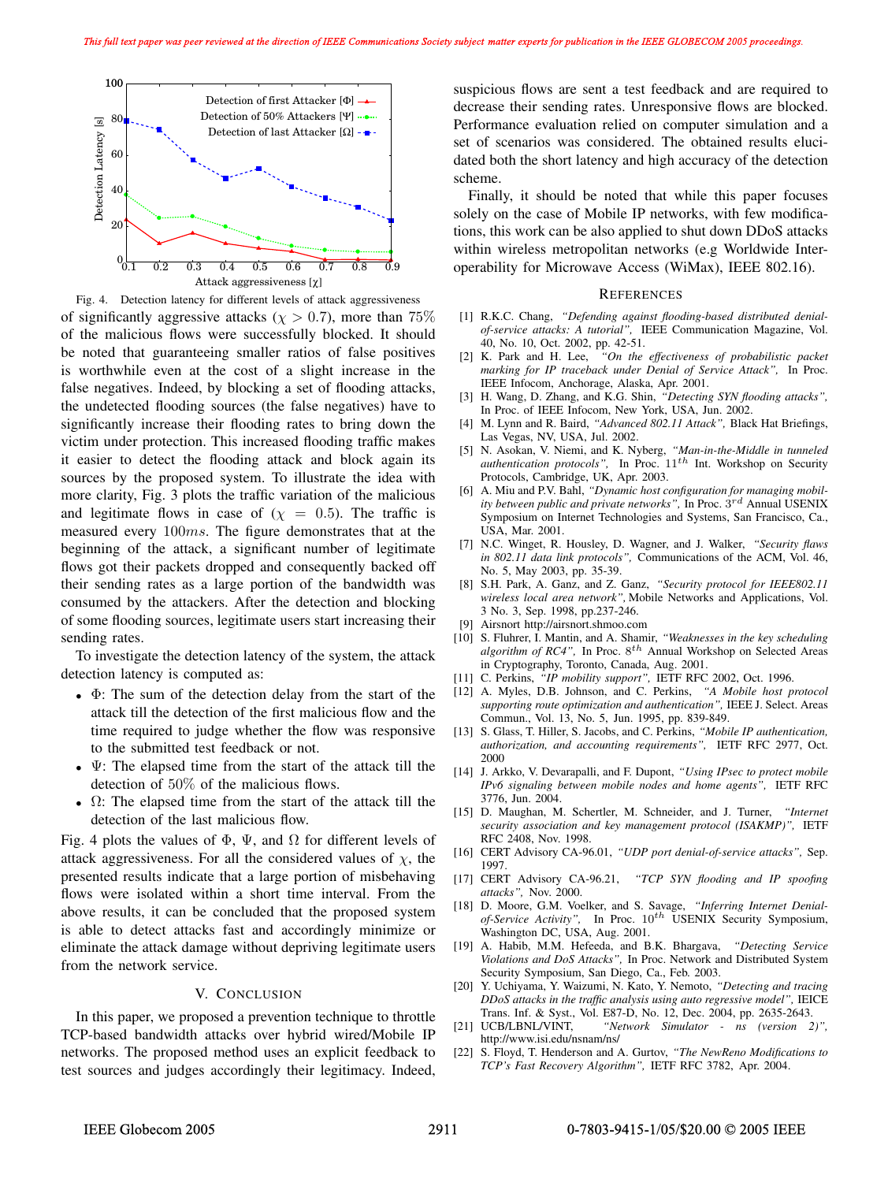100

80

60

40

20

0

Detection Latency [s]

0.1 0.2 0.3 0.4 0.5 0.6 0.7 0.8 0.9

Attack aggressiveness [χ]

Detection of first Attacker [Φ]

Detection of 50% Attackers [Ψ]

Detection of last Attacker [Ω]

Fig. 4. Detection latency for different levels of attack aggressiveness

of significantly aggressive attacks ($\chi > 0.7$), more than $75\%$ of the malicious flows were successfully blocked. It should be noted that guaranteeing smaller ratios of false positives is worthwhile even at the cost of a slight increase in the false negatives. Indeed, by blocking a set of flooding attacks, the undetected flooding sources (the false negatives) have to significantly increase their flooding rates to bring down the victim under protection. This increased flooding traffic makes it easier to detect the flooding attack and block again its sources by the proposed system. To illustrate the idea with more clarity, Fig. 3 plots the traffic variation of the malicious and legitimate flows in case of ($\chi = 0.5$). The traffic is measured every $100ms$. The figure demonstrates that at the beginning of the attack, a significant number of legitimate flows got their packets dropped and consequently backed off their sending rates as a large portion of the bandwidth was consumed by the attackers. After the detection and blocking of some flooding sources, legitimate users start increasing their sending rates.

To investigate the detection latency of the system, the attack detection latency is computed as:

- $\Phi$: The sum of the detection delay from the start of the attack till the detection of the first malicious flow and the time required to judge whether the flow was responsive to the submitted test feedback or not.
- $\Psi$: The elapsed time from the start of the attack till the detection of $50\%$ of the malicious flows.
- $\Omega$: The elapsed time from the start of the attack till the detection of the last malicious flow.

Fig. 4 plots the values of $\Phi$, $\Psi$, and $\Omega$ for different levels of attack aggressiveness. For all the considered values of $\chi$, the presented results indicate that a large portion of misbehaving flows were isolated within a short time interval. From the above results, it can be concluded that the proposed system is able to detect attacks fast and accordingly minimize or eliminate the attack damage without depriving legitimate users from the network service.

## V. Conclusion

In this paper, we proposed a prevention technique to throttle TCP-based bandwidth attacks over hybrid wired/Mobile IP networks. The proposed method uses an explicit feedback to test sources and judges accordingly their legitimacy. Indeed, suspicious flows are sent a test feedback and are required to decrease their sending rates. Unresponsive flows are blocked. Performance evaluation relied on computer simulation and a set of scenarios was considered. The obtained results elucidated both the short latency and high accuracy of the detection scheme.

Finally, it should be noted that while this paper focuses solely on the case of Mobile IP networks, with few modifications, this work can be also applied to shut down DDoS attacks within wireless metropolitan networks (e.g Worldwide Interoperability for Microwave Access (WiMax), IEEE 802.16).

## References

[1] R.K.C. Chang, *"Defending against flooding-based distributed denial-of-service attacks: A tutorial"*, IEEE Communication Magazine, Vol. 40, No. 10, Oct. 2002, pp. 42-51.

[2] K. Park and H. Lee, *"On the effectiveness of probabilistic packet marking for IP traceback under Denial of Service Attack"*, In Proc. IEEE Infocom, Anchorage, Alaska, Apr. 2001.

[3] H. Wang, D. Zhang, and K.G. Shin, *"Detecting SYN flooding attacks"*, In Proc. of IEEE Infocom, New York, USA, Jun. 2002.

[4] M. Lynn and R. Baird, *"Advanced 802.11 Attack"*, Black Hat Briefings, Las Vegas, NV, USA, Jul. 2002.

[5] N. Asokan, V. Niemi, and K. Nyberg, *"Man-in-the-Middle in tunneled authentication protocols"*, In Proc. $11^{th}$ Int. Workshop on Security Protocols, Cambridge, UK, Apr. 2003.

[6] A. Miu and P.V. Bahl, *"Dynamic host configuration for managing mobility between public and private networks"*, In Proc. $3^{rd}$ Annual USENIX Symposium on Internet Technologies and Systems, San Francisco, Ca., USA, Mar. 2001.

[7] N.C. Winget, R. Housley, D. Wagner, and J. Walker, *"Security flaws in 802.11 data link protocols"*, Communications of the ACM, Vol. 46, No. 5, May 2003, pp. 35-39.

[8] S.H. Park, A. Ganz, and Z. Ganz, *"Security protocol for IEEE802.11 wireless local area network"*, Mobile Networks and Applications, Vol. 3 No. 3, Sep. 1998, pp.237-246.

[9] Airsnort http://airsnort.shmoo.com

[10] S. Fluhrer, I. Mantin, and A. Shamir, *"Weaknesses in the key scheduling algorithm of RC4"*, In Proc. $8^{th}$ Annual Workshop on Selected Areas in Cryptography, Toronto, Canada, Aug. 2001.

[11] C. Perkins, *"IP mobility support"*, IETF RFC 2002, Oct. 1996.

[12] A. Myles, D.B. Johnson, and C. Perkins, *"A Mobile host protocol supporting route optimization and authentication"*, IEEE J. Select. Areas Commun., Vol. 13, No. 5, Jun. 1995, pp. 839-849.

[13] S. Glass, T. Hiller, S. Jacobs, and C. Perkins, *"Mobile IP authentication, authorization, and accounting requirements"*, IETF RFC 2977, Oct. 2000

[14] J. Arkko, V. Devarapalli, and F. Dupont, *"Using IPsec to protect mobile IPv6 signaling between mobile nodes and home agents"*, IETF RFC 3776, Jun. 2004.

[15] D. Maughan, M. Schertler, M. Schneider, and J. Turner, *"Internet security association and key management protocol (ISAKMP)"*, IETF RFC 2408, Nov. 1998.

[16] CERT Advisory CA-96.01, *"UDP port denial-of-service attacks"*, Sep. 1997.

[17] CERT Advisory CA-96.21, *"TCP SYN flooding and IP spoofing attacks"*, Nov. 2000.

[18] D. Moore, G.M. Voelker, and S. Savage, *"Inferring Internet Denial-of-Service Activity"*, In Proc. $10^{th}$ USENIX Security Symposium, Washington DC, USA, Aug. 2001.

[19] A. Habib, M.M. Hefeeda, and B.K. Bhargava, *"Detecting Service Violations and DoS Attacks"*, In Proc. Network and Distributed System Security Symposium, San Diego, Ca., Feb. 2003.

[20] Y. Uchiyama, Y. Waizumi, N. Kato, Y. Nemoto, *"Detecting and tracing DDoS attacks in the traffic analysis using auto regressive model"*, IEICE Trans. Inf. & Syst., Vol. E87-D, No. 12, Dec. 2004, pp. 2635-2643.

[21] UCB/LBNL/VINT, *"Network Simulator - ns (version 2)"*, http://www.isi.edu/nsnam/ns/

[22] S. Floyd, T. Henderson and A. Gurtov, *"The NewReno Modifications to TCP's Fast Recovery Algorithm"*, IETF RFC 3782, Apr. 2004.